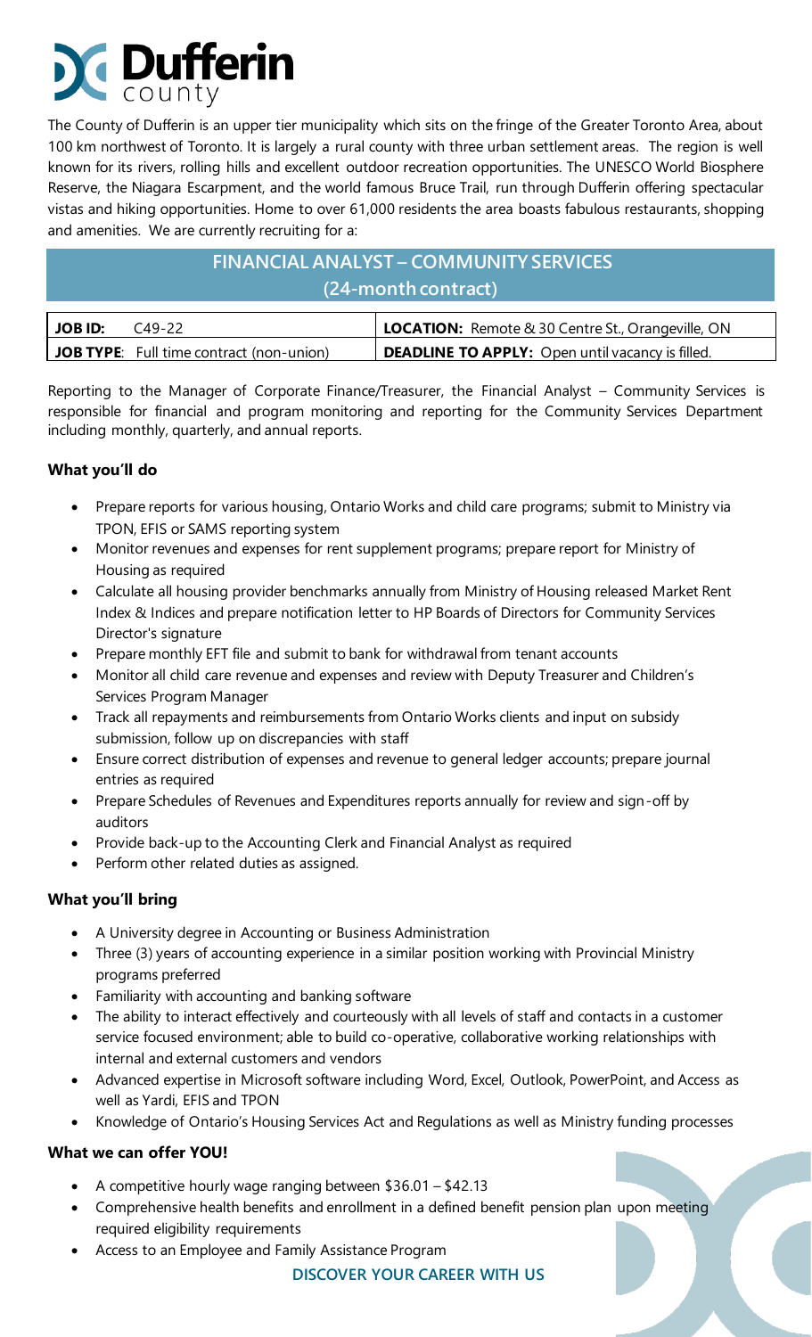# Dufferin county

The County of Dufferin is an upper tier municipality which sits on the fringe of the Greater Toronto Area, about 100 km northwest of Toronto. It is largely a rural county with three urban settlement areas. The region is well known for its rivers, rolling hills and excellent outdoor recreation opportunities. The UNESCO World Biosphere Reserve, the Niagara Escarpment, and the world famous Bruce Trail, run through Dufferin offering spectacular vistas and hiking opportunities. Home to over 61,000 residents the area boasts fabulous restaurants, shopping and amenities. We are currently recruiting for a:

## FINANCIAL ANALYST – COMMUNITY SERVICES (24-month contract)

| | |
|---|---|
| **JOB ID:** C49-22 | **LOCATION:** Remote & 30 Centre St., Orangeville, ON |
| **JOB TYPE**: Full time contract (non-union) | **DEADLINE TO APPLY:** Open until vacancy is filled. |

Reporting to the Manager of Corporate Finance/Treasurer, the Financial Analyst – Community Services is responsible for financial and program monitoring and reporting for the Community Services Department including monthly, quarterly, and annual reports.

### What you'll do

- Prepare reports for various housing, Ontario Works and child care programs; submit to Ministry via TPON, EFIS or SAMS reporting system
- Monitor revenues and expenses for rent supplement programs; prepare report for Ministry of Housing as required
- Calculate all housing provider benchmarks annually from Ministry of Housing released Market Rent Index & Indices and prepare notification letter to HP Boards of Directors for Community Services Director's signature
- Prepare monthly EFT file and submit to bank for withdrawal from tenant accounts
- Monitor all child care revenue and expenses and review with Deputy Treasurer and Children's Services Program Manager
- Track all repayments and reimbursements from Ontario Works clients and input on subsidy submission, follow up on discrepancies with staff
- Ensure correct distribution of expenses and revenue to general ledger accounts; prepare journal entries as required
- Prepare Schedules of Revenues and Expenditures reports annually for review and sign-off by auditors
- Provide back-up to the Accounting Clerk and Financial Analyst as required
- Perform other related duties as assigned.

### What you'll bring

- A University degree in Accounting or Business Administration
- Three (3) years of accounting experience in a similar position working with Provincial Ministry programs preferred
- Familiarity with accounting and banking software
- The ability to interact effectively and courteously with all levels of staff and contacts in a customer service focused environment; able to build co-operative, collaborative working relationships with internal and external customers and vendors
- Advanced expertise in Microsoft software including Word, Excel, Outlook, PowerPoint, and Access as well as Yardi, EFIS and TPON
- Knowledge of Ontario's Housing Services Act and Regulations as well as Ministry funding processes

### What we can offer YOU!

- A competitive hourly wage ranging between $36.01 – $42.13
- Comprehensive health benefits and enrollment in a defined benefit pension plan upon meeting required eligibility requirements
- Access to an Employee and Family Assistance Program

**DISCOVER YOUR CAREER WITH US**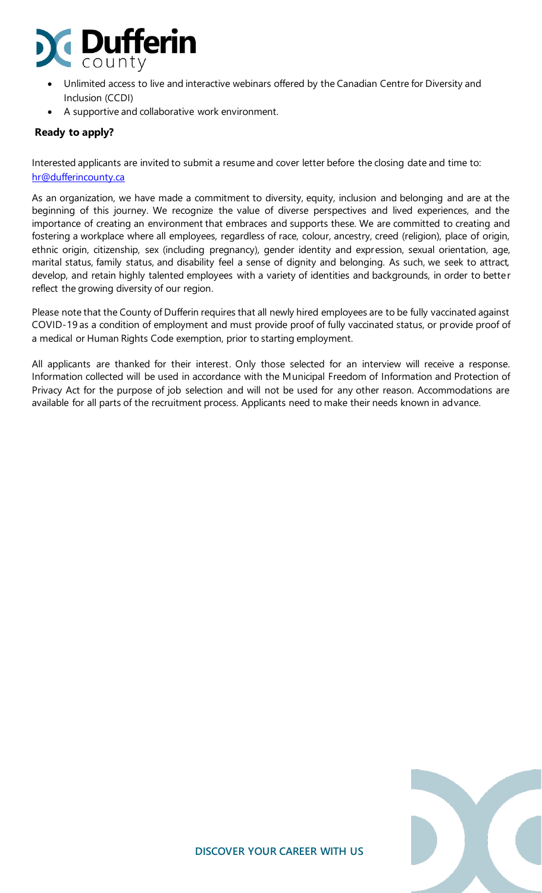- Unlimited access to live and interactive webinars offered by the Canadian Centre for Diversity and Inclusion (CCDI)
- A supportive and collaborative work environment.

**Ready to apply?**

Interested applicants are invited to submit a resume and cover letter before the closing date and time to: [hr@dufferincounty.ca](mailto:hr@dufferincounty.ca)

As an organization, we have made a commitment to diversity, equity, inclusion and belonging and are at the beginning of this journey. We recognize the value of diverse perspectives and lived experiences, and the importance of creating an environment that embraces and supports these. We are committed to creating and fostering a workplace where all employees, regardless of race, colour, ancestry, creed (religion), place of origin, ethnic origin, citizenship, sex (including pregnancy), gender identity and expression, sexual orientation, age, marital status, family status, and disability feel a sense of dignity and belonging. As such, we seek to attract, develop, and retain highly talented employees with a variety of identities and backgrounds, in order to better reflect the growing diversity of our region.

Please note that the County of Dufferin requires that all newly hired employees are to be fully vaccinated against COVID-19 as a condition of employment and must provide proof of fully vaccinated status, or provide proof of a medical or Human Rights Code exemption, prior to starting employment.

All applicants are thanked for their interest. Only those selected for an interview will receive a response. Information collected will be used in accordance with the Municipal Freedom of Information and Protection of Privacy Act for the purpose of job selection and will not be used for any other reason. Accommodations are available for all parts of the recruitment process. Applicants need to make their needs known in advance.

**DISCOVER YOUR CAREER WITH US**